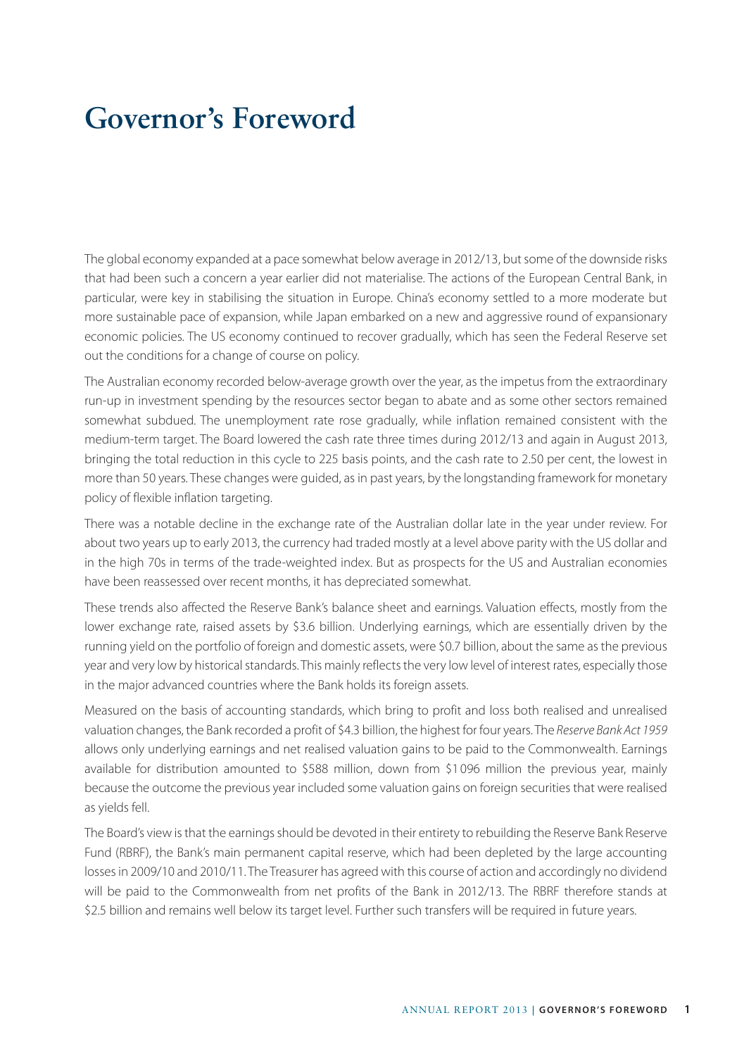# Governor's Foreword

The global economy expanded at a pace somewhat below average in 2012/13, but some of the downside risks that had been such a concern a year earlier did not materialise. The actions of the European Central Bank, in particular, were key in stabilising the situation in Europe. China's economy settled to a more moderate but more sustainable pace of expansion, while Japan embarked on a new and aggressive round of expansionary economic policies. The US economy continued to recover gradually, which has seen the Federal Reserve set out the conditions for a change of course on policy.

The Australian economy recorded below-average growth over the year, as the impetus from the extraordinary run-up in investment spending by the resources sector began to abate and as some other sectors remained somewhat subdued. The unemployment rate rose gradually, while inflation remained consistent with the medium-term target. The Board lowered the cash rate three times during 2012/13 and again in August 2013, bringing the total reduction in this cycle to 225 basis points, and the cash rate to 2.50 per cent, the lowest in more than 50 years. These changes were guided, as in past years, by the longstanding framework for monetary policy of flexible inflation targeting.

There was a notable decline in the exchange rate of the Australian dollar late in the year under review. For about two years up to early 2013, the currency had traded mostly at a level above parity with the US dollar and in the high 70s in terms of the trade-weighted index. But as prospects for the US and Australian economies have been reassessed over recent months, it has depreciated somewhat.

These trends also affected the Reserve Bank's balance sheet and earnings. Valuation effects, mostly from the lower exchange rate, raised assets by $3.6 billion. Underlying earnings, which are essentially driven by the running yield on the portfolio of foreign and domestic assets, were $0.7 billion, about the same as the previous year and very low by historical standards. This mainly reflects the very low level of interest rates, especially those in the major advanced countries where the Bank holds its foreign assets.

Measured on the basis of accounting standards, which bring to profit and loss both realised and unrealised valuation changes, the Bank recorded a profit of $4.3 billion, the highest for four years. The *Reserve Bank Act 1959* allows only underlying earnings and net realised valuation gains to be paid to the Commonwealth. Earnings available for distribution amounted to $588 million, down from $1 096 million the previous year, mainly because the outcome the previous year included some valuation gains on foreign securities that were realised as yields fell.

The Board's view is that the earnings should be devoted in their entirety to rebuilding the Reserve Bank Reserve Fund (RBRF), the Bank's main permanent capital reserve, which had been depleted by the large accounting losses in 2009/10 and 2010/11. The Treasurer has agreed with this course of action and accordingly no dividend will be paid to the Commonwealth from net profits of the Bank in 2012/13. The RBRF therefore stands at $2.5 billion and remains well below its target level. Further such transfers will be required in future years.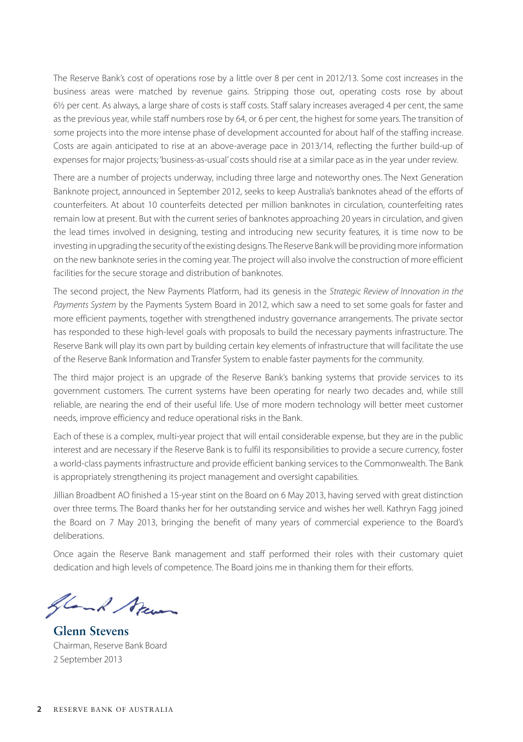The Reserve Bank's cost of operations rose by a little over 8 per cent in 2012/13. Some cost increases in the business areas were matched by revenue gains. Stripping those out, operating costs rose by about 6½ per cent. As always, a large share of costs is staff costs. Staff salary increases averaged 4 per cent, the same as the previous year, while staff numbers rose by 64, or 6 per cent, the highest for some years. The transition of some projects into the more intense phase of development accounted for about half of the staffing increase. Costs are again anticipated to rise at an above-average pace in 2013/14, reflecting the further build-up of expenses for major projects; 'business-as-usual' costs should rise at a similar pace as in the year under review.

There are a number of projects underway, including three large and noteworthy ones. The Next Generation Banknote project, announced in September 2012, seeks to keep Australia's banknotes ahead of the efforts of counterfeiters. At about 10 counterfeits detected per million banknotes in circulation, counterfeiting rates remain low at present. But with the current series of banknotes approaching 20 years in circulation, and given the lead times involved in designing, testing and introducing new security features, it is time now to be investing in upgrading the security of the existing designs. The Reserve Bank will be providing more information on the new banknote series in the coming year. The project will also involve the construction of more efficient facilities for the secure storage and distribution of banknotes.

The second project, the New Payments Platform, had its genesis in the *Strategic Review of Innovation in the Payments System* by the Payments System Board in 2012, which saw a need to set some goals for faster and more efficient payments, together with strengthened industry governance arrangements. The private sector has responded to these high-level goals with proposals to build the necessary payments infrastructure. The Reserve Bank will play its own part by building certain key elements of infrastructure that will facilitate the use of the Reserve Bank Information and Transfer System to enable faster payments for the community.

The third major project is an upgrade of the Reserve Bank's banking systems that provide services to its government customers. The current systems have been operating for nearly two decades and, while still reliable, are nearing the end of their useful life. Use of more modern technology will better meet customer needs, improve efficiency and reduce operational risks in the Bank.

Each of these is a complex, multi-year project that will entail considerable expense, but they are in the public interest and are necessary if the Reserve Bank is to fulfil its responsibilities to provide a secure currency, foster a world-class payments infrastructure and provide efficient banking services to the Commonwealth. The Bank is appropriately strengthening its project management and oversight capabilities.

Jillian Broadbent AO finished a 15-year stint on the Board on 6 May 2013, having served with great distinction over three terms. The Board thanks her for her outstanding service and wishes her well. Kathryn Fagg joined the Board on 7 May 2013, bringing the benefit of many years of commercial experience to the Board's deliberations.

Once again the Reserve Bank management and staff performed their roles with their customary quiet dedication and high levels of competence. The Board joins me in thanking them for their efforts.

**Glenn Stevens**
Chairman, Reserve Bank Board
2 September 2013